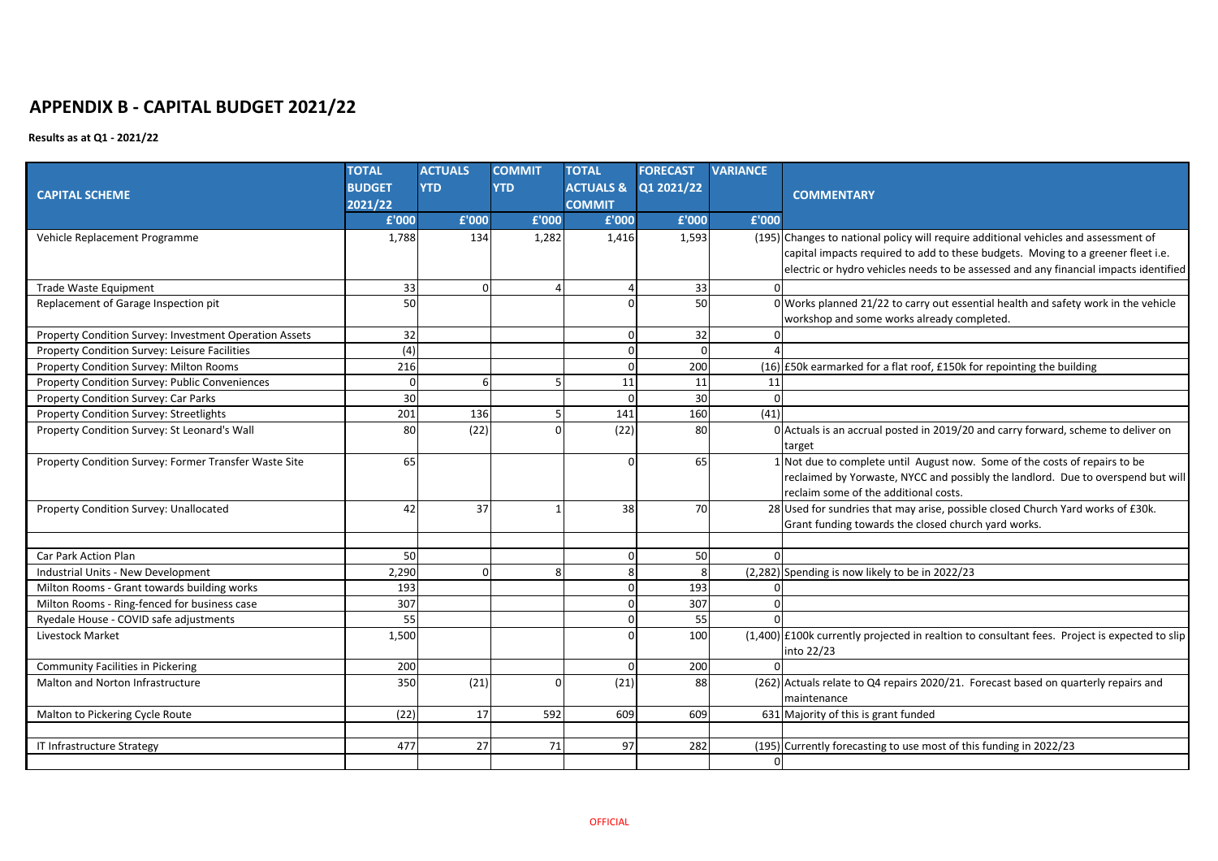# APPENDIX B - CAPITAL BUDGET 2021/22

**Results as at Q1 - 2021/22**

| CAPITAL SCHEME | TOTAL BUDGET 2021/22 | ACTUALS YTD | COMMIT YTD | TOTAL ACTUALS & COMMIT | FORECAST Q1 2021/22 | VARIANCE | COMMENTARY |
|---|---|---|---|---|---|---|---|
| | £'000 | £'000 | £'000 | £'000 | £'000 | £'000 | |
| Vehicle Replacement Programme | 1,788 | 134 | 1,282 | 1,416 | 1,593 | (195) | Changes to national policy will require additional vehicles and assessment of capital impacts required to add to these budgets. Moving to a greener fleet i.e. electric or hydro vehicles needs to be assessed and any financial impacts identified |
| Trade Waste Equipment | 33 | 0 | 4 | 4 | 33 | 0 | |
| Replacement of Garage Inspection pit | 50 | | | 0 | 50 | 0 | Works planned 21/22 to carry out essential health and safety work in the vehicle workshop and some works already completed. |
| Property Condition Survey: Investment Operation Assets | 32 | | | 0 | 32 | 0 | |
| Property Condition Survey: Leisure Facilities | (4) | | | 0 | 0 | 4 | |
| Property Condition Survey: Milton Rooms | 216 | | | 0 | 200 | (16) | £50k earmarked for a flat roof, £150k for repointing the building |
| Property Condition Survey: Public Conveniences | 0 | 6 | 5 | 11 | 11 | 11 | |
| Property Condition Survey: Car Parks | 30 | | | 0 | 30 | 0 | |
| Property Condition Survey: Streetlights | 201 | 136 | 5 | 141 | 160 | (41) | |
| Property Condition Survey: St Leonard's Wall | 80 | (22) | 0 | (22) | 80 | 0 | Actuals is an accrual posted in 2019/20 and carry forward, scheme to deliver on target |
| Property Condition Survey: Former Transfer Waste Site | 65 | | | 0 | 65 | 1 | Not due to complete until August now. Some of the costs of repairs to be reclaimed by Yorwaste, NYCC and possibly the landlord. Due to overspend but will reclaim some of the additional costs. |
| Property Condition Survey: Unallocated | 42 | 37 | 1 | 38 | 70 | 28 | Used for sundries that may arise, possible closed Church Yard works of £30k. Grant funding towards the closed church yard works. |
| | | | | | | | |
| Car Park Action Plan | 50 | | | 0 | 50 | 0 | |
| Industrial Units - New Development | 2,290 | 0 | 8 | 8 | 8 | (2,282) | Spending is now likely to be in 2022/23 |
| Milton Rooms - Grant towards building works | 193 | | | 0 | 193 | 0 | |
| Milton Rooms - Ring-fenced for business case | 307 | | | 0 | 307 | 0 | |
| Ryedale House - COVID safe adjustments | 55 | | | 0 | 55 | 0 | |
| Livestock Market | 1,500 | | | 0 | 100 | (1,400) | £100k currently projected in realtion to consultant fees. Project is expected to slip into 22/23 |
| Community Facilities in Pickering | 200 | | | 0 | 200 | 0 | |
| Malton and Norton Infrastructure | 350 | (21) | 0 | (21) | 88 | (262) | Actuals relate to Q4 repairs 2020/21. Forecast based on quarterly repairs and maintenance |
| Malton to Pickering Cycle Route | (22) | 17 | 592 | 609 | 609 | 631 | Majority of this is grant funded |
| | | | | | | | |
| IT Infrastructure Strategy | 477 | 27 | 71 | 97 | 282 | (195) | Currently forecasting to use most of this funding in 2022/23 |
| | | | | | | 0 | |

OFFICIAL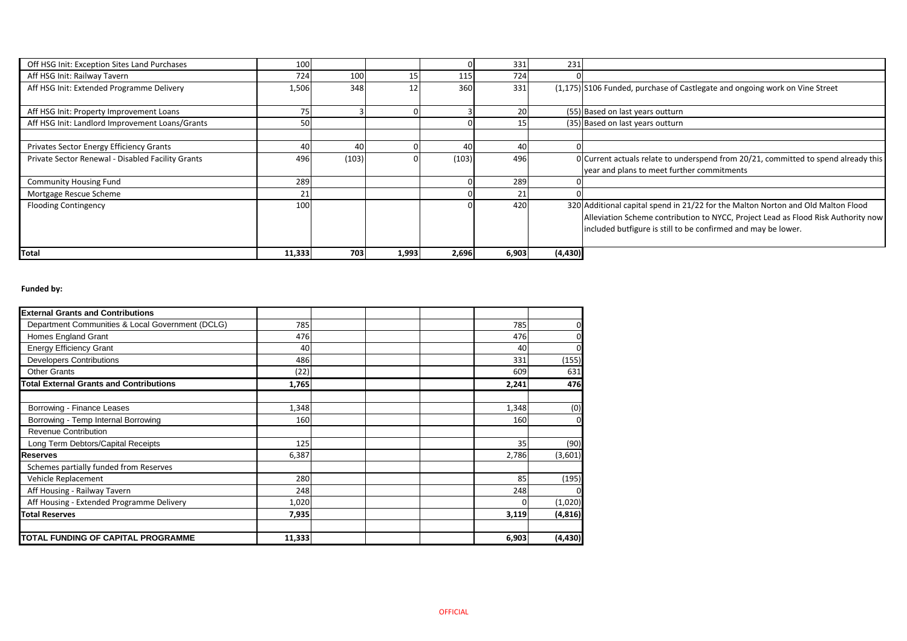| | | | | | | | |
|---|---|---|---|---|---|---|---|
| Off HSG Init: Exception Sites Land Purchases | 100 | | | 0 | 331 | 231 | |
| Aff HSG Init: Railway Tavern | 724 | 100 | 15 | 115 | 724 | 0 | |
| Aff HSG Init: Extended Programme Delivery | 1,506 | 348 | 12 | 360 | 331 | (1,175) | S106 Funded, purchase of Castlegate and ongoing work on Vine Street |
| Aff HSG Init: Property Improvement Loans | 75 | 3 | 0 | 3 | 20 | (55) | Based on last years outturn |
| Aff HSG Init: Landlord Improvement Loans/Grants | 50 | | | 0 | 15 | (35) | Based on last years outturn |
| | | | | | | | |
| Privates Sector Energy Efficiency Grants | 40 | 40 | 0 | 40 | 40 | 0 | |
| Private Sector Renewal - Disabled Facility Grants | 496 | (103) | 0 | (103) | 496 | 0 | Current actuals relate to underspend from 20/21, committed to spend already this year and plans to meet further commitments |
| Community Housing Fund | 289 | | | 0 | 289 | 0 | |
| Mortgage Rescue Scheme | 21 | | | 0 | 21 | 0 | |
| Flooding Contingency | 100 | | | 0 | 420 | 320 | Additional capital spend in 21/22 for the Malton Norton and Old Malton Flood Alleviation Scheme contribution to NYCC, Project Lead as Flood Risk Authority now included butfigure is still to be confirmed and may be lower. |
| **Total** | **11,333** | **703** | **1,993** | **2,696** | **6,903** | **(4,430)** | |

**Funded by:**

| | | | | | | |
|---|---|---|---|---|---|---|
| **External Grants and Contributions** | | | | | | |
| Department Communities & Local Government (DCLG) | 785 | | | | 785 | 0 |
| Homes England Grant | 476 | | | | 476 | 0 |
| Energy Efficiency Grant | 40 | | | | 40 | 0 |
| Developers Contributions | 486 | | | | 331 | (155) |
| Other Grants | (22) | | | | 609 | 631 |
| **Total External Grants and Contributions** | **1,765** | | | | **2,241** | **476** |
| | | | | | | |
| Borrowing - Finance Leases | 1,348 | | | | 1,348 | (0) |
| Borrowing - Temp Internal Borrowing | 160 | | | | 160 | 0 |
| Revenue Contribution | | | | | | |
| Long Term Debtors/Capital Receipts | 125 | | | | 35 | (90) |
| **Reserves** | 6,387 | | | | 2,786 | (3,601) |
| Schemes partially funded from Reserves | | | | | | |
| Vehicle Replacement | 280 | | | | 85 | (195) |
| Aff Housing - Railway Tavern | 248 | | | | 248 | 0 |
| Aff Housing - Extended Programme Delivery | 1,020 | | | | 0 | (1,020) |
| **Total Reserves** | **7,935** | | | | **3,119** | **(4,816)** |
| | | | | | | |
| **TOTAL FUNDING OF CAPITAL PROGRAMME** | **11,333** | | | | **6,903** | **(4,430)** |

OFFICIAL